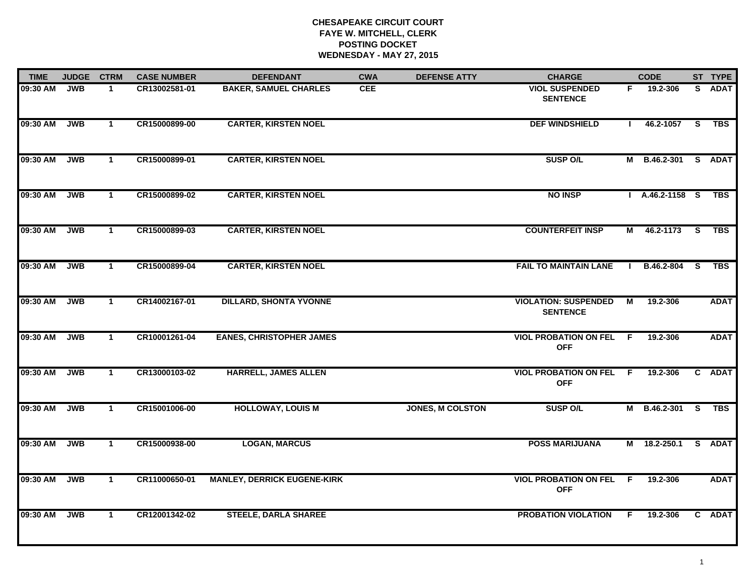**CHESAPEAKE CIRCUIT COURT**
**FAYE W. MITCHELL, CLERK**
**POSTING DOCKET**
**WEDNESDAY - MAY 27, 2015**

| TIME | JUDGE | CTRM | CASE NUMBER | DEFENDANT | CWA | DEFENSE ATTY | CHARGE | | CODE | ST | TYPE |
|---|---|---|---|---|---|---|---|---|---|---|---|
| 09:30 AM | JWB | 1 | CR13002581-01 | BAKER, SAMUEL CHARLES | CEE | | VIOL SUSPENDED SENTENCE | F | 19.2-306 | S | ADAT |
| 09:30 AM | JWB | 1 | CR15000899-00 | CARTER, KIRSTEN NOEL | | | DEF WINDSHIELD | I | 46.2-1057 | S | TBS |
| 09:30 AM | JWB | 1 | CR15000899-01 | CARTER, KIRSTEN NOEL | | | SUSP O/L | M | B.46.2-301 | S | ADAT |
| 09:30 AM | JWB | 1 | CR15000899-02 | CARTER, KIRSTEN NOEL | | | NO INSP | I | A.46.2-1158 | S | TBS |
| 09:30 AM | JWB | 1 | CR15000899-03 | CARTER, KIRSTEN NOEL | | | COUNTERFEIT INSP | M | 46.2-1173 | S | TBS |
| 09:30 AM | JWB | 1 | CR15000899-04 | CARTER, KIRSTEN NOEL | | | FAIL TO MAINTAIN LANE | I | B.46.2-804 | S | TBS |
| 09:30 AM | JWB | 1 | CR14002167-01 | DILLARD, SHONTA YVONNE | | | VIOLATION: SUSPENDED SENTENCE | M | 19.2-306 | | ADAT |
| 09:30 AM | JWB | 1 | CR10001261-04 | EANES, CHRISTOPHER JAMES | | | VIOL PROBATION ON FEL OFF | F | 19.2-306 | | ADAT |
| 09:30 AM | JWB | 1 | CR13000103-02 | HARRELL, JAMES ALLEN | | | VIOL PROBATION ON FEL OFF | F | 19.2-306 | C | ADAT |
| 09:30 AM | JWB | 1 | CR15001006-00 | HOLLOWAY, LOUIS M | | JONES, M COLSTON | SUSP O/L | M | B.46.2-301 | S | TBS |
| 09:30 AM | JWB | 1 | CR15000938-00 | LOGAN, MARCUS | | | POSS MARIJUANA | M | 18.2-250.1 | S | ADAT |
| 09:30 AM | JWB | 1 | CR11000650-01 | MANLEY, DERRICK EUGENE-KIRK | | | VIOL PROBATION ON FEL OFF | F | 19.2-306 | | ADAT |
| 09:30 AM | JWB | 1 | CR12001342-02 | STEELE, DARLA SHAREE | | | PROBATION VIOLATION | F | 19.2-306 | C | ADAT |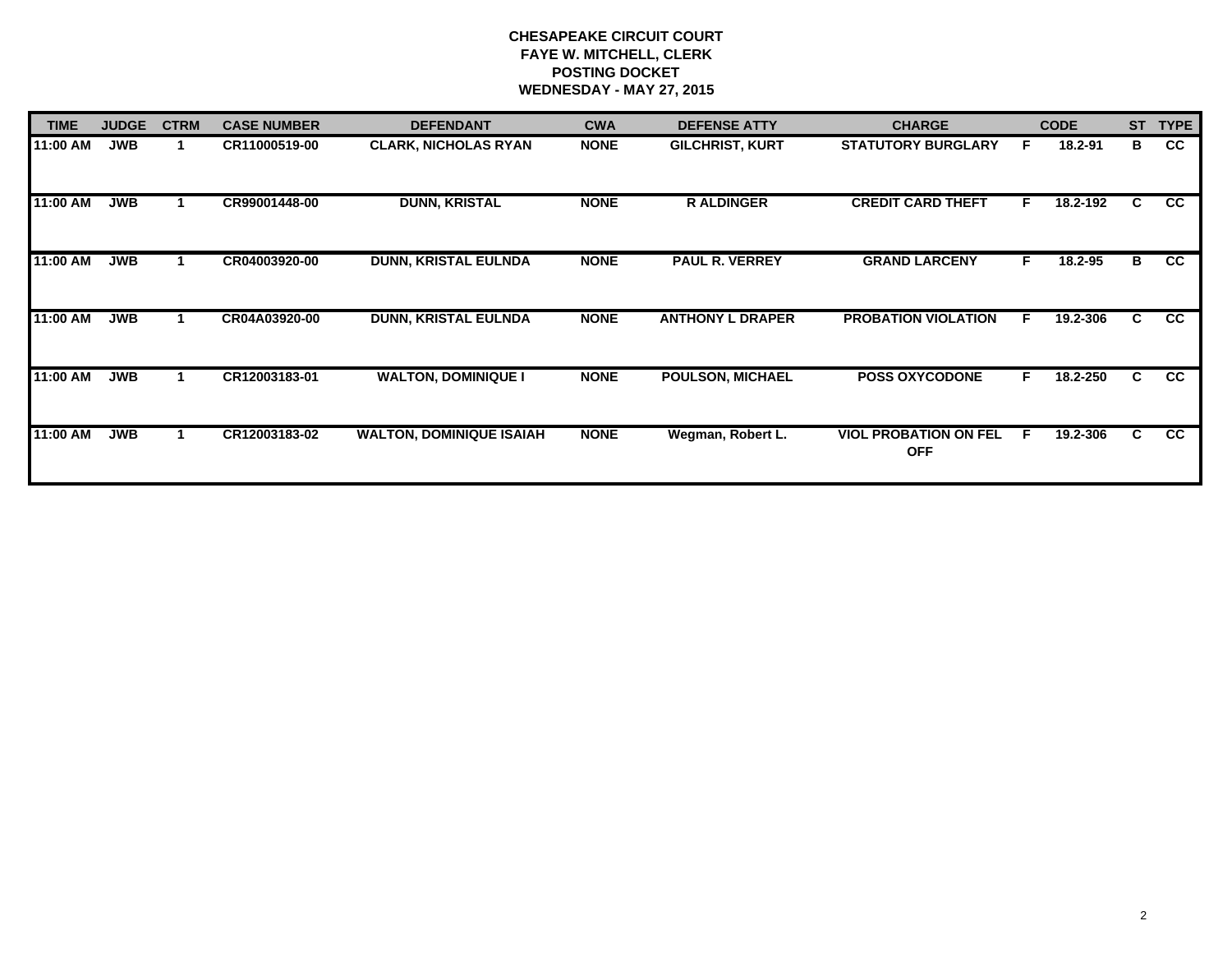**CHESAPEAKE CIRCUIT COURT**
**FAYE W. MITCHELL, CLERK**
**POSTING DOCKET**
**WEDNESDAY - MAY 27, 2015**

| TIME | JUDGE | CTRM | CASE NUMBER | DEFENDANT | CWA | DEFENSE ATTY | CHARGE | | CODE | ST | TYPE |
|---|---|---|---|---|---|---|---|---|---|---|---|
| 11:00 AM | JWB | 1 | CR11000519-00 | CLARK, NICHOLAS RYAN | NONE | GILCHRIST, KURT | STATUTORY BURGLARY | F | 18.2-91 | B | CC |
| 11:00 AM | JWB | 1 | CR99001448-00 | DUNN, KRISTAL | NONE | R ALDINGER | CREDIT CARD THEFT | F | 18.2-192 | C | CC |
| 11:00 AM | JWB | 1 | CR04003920-00 | DUNN, KRISTAL EULNDA | NONE | PAUL R. VERREY | GRAND LARCENY | F | 18.2-95 | B | CC |
| 11:00 AM | JWB | 1 | CR04A03920-00 | DUNN, KRISTAL EULNDA | NONE | ANTHONY L DRAPER | PROBATION VIOLATION | F | 19.2-306 | C | CC |
| 11:00 AM | JWB | 1 | CR12003183-01 | WALTON, DOMINIQUE I | NONE | POULSON, MICHAEL | POSS OXYCODONE | F | 18.2-250 | C | CC |
| 11:00 AM | JWB | 1 | CR12003183-02 | WALTON, DOMINIQUE ISAIAH | NONE | Wegman, Robert L. | VIOL PROBATION ON FEL OFF | F | 19.2-306 | C | CC |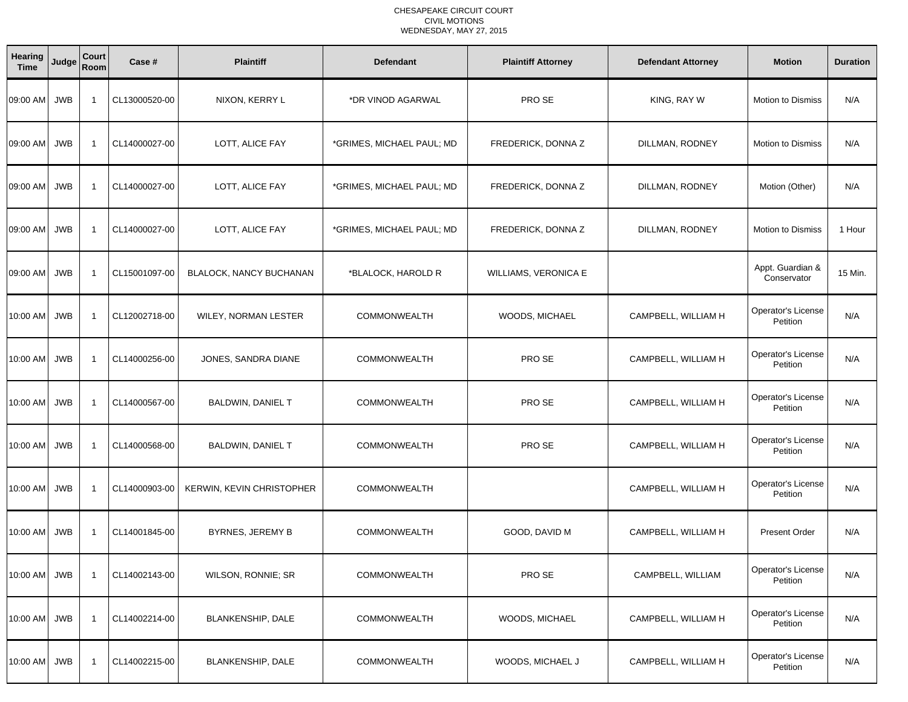CHESAPEAKE CIRCUIT COURT
CIVIL MOTIONS
WEDNESDAY, MAY 27, 2015

| Hearing Time | Judge | Court Room | Case # | Plaintiff | Defendant | Plaintiff Attorney | Defendant Attorney | Motion | Duration |
|---|---|---|---|---|---|---|---|---|---|
| 09:00 AM | JWB | 1 | CL13000520-00 | NIXON, KERRY L | *DR VINOD AGARWAL | PRO SE | KING, RAY W | Motion to Dismiss | N/A |
| 09:00 AM | JWB | 1 | CL14000027-00 | LOTT, ALICE FAY | *GRIMES, MICHAEL PAUL; MD | FREDERICK, DONNA Z | DILLMAN, RODNEY | Motion to Dismiss | N/A |
| 09:00 AM | JWB | 1 | CL14000027-00 | LOTT, ALICE FAY | *GRIMES, MICHAEL PAUL; MD | FREDERICK, DONNA Z | DILLMAN, RODNEY | Motion (Other) | N/A |
| 09:00 AM | JWB | 1 | CL14000027-00 | LOTT, ALICE FAY | *GRIMES, MICHAEL PAUL; MD | FREDERICK, DONNA Z | DILLMAN, RODNEY | Motion to Dismiss | 1 Hour |
| 09:00 AM | JWB | 1 | CL15001097-00 | BLALOCK, NANCY BUCHANAN | *BLALOCK, HAROLD R | WILLIAMS, VERONICA E | | Appt. Guardian & Conservator | 15 Min. |
| 10:00 AM | JWB | 1 | CL12002718-00 | WILEY, NORMAN LESTER | COMMONWEALTH | WOODS, MICHAEL | CAMPBELL, WILLIAM H | Operator's License Petition | N/A |
| 10:00 AM | JWB | 1 | CL14000256-00 | JONES, SANDRA DIANE | COMMONWEALTH | PRO SE | CAMPBELL, WILLIAM H | Operator's License Petition | N/A |
| 10:00 AM | JWB | 1 | CL14000567-00 | BALDWIN, DANIEL T | COMMONWEALTH | PRO SE | CAMPBELL, WILLIAM H | Operator's License Petition | N/A |
| 10:00 AM | JWB | 1 | CL14000568-00 | BALDWIN, DANIEL T | COMMONWEALTH | PRO SE | CAMPBELL, WILLIAM H | Operator's License Petition | N/A |
| 10:00 AM | JWB | 1 | CL14000903-00 | KERWIN, KEVIN CHRISTOPHER | COMMONWEALTH | | CAMPBELL, WILLIAM H | Operator's License Petition | N/A |
| 10:00 AM | JWB | 1 | CL14001845-00 | BYRNES, JEREMY B | COMMONWEALTH | GOOD, DAVID M | CAMPBELL, WILLIAM H | Present Order | N/A |
| 10:00 AM | JWB | 1 | CL14002143-00 | WILSON, RONNIE; SR | COMMONWEALTH | PRO SE | CAMPBELL, WILLIAM | Operator's License Petition | N/A |
| 10:00 AM | JWB | 1 | CL14002214-00 | BLANKENSHIP, DALE | COMMONWEALTH | WOODS, MICHAEL | CAMPBELL, WILLIAM H | Operator's License Petition | N/A |
| 10:00 AM | JWB | 1 | CL14002215-00 | BLANKENSHIP, DALE | COMMONWEALTH | WOODS, MICHAEL J | CAMPBELL, WILLIAM H | Operator's License Petition | N/A |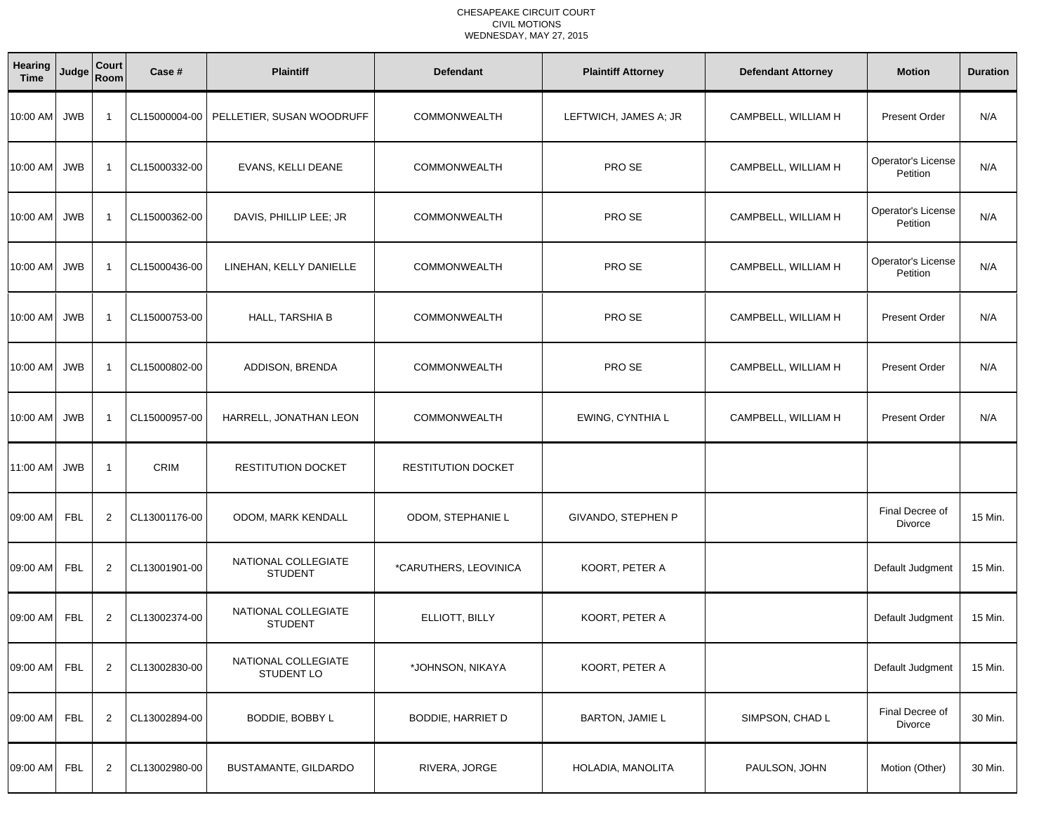CHESAPEAKE CIRCUIT COURT
CIVIL MOTIONS
WEDNESDAY, MAY 27, 2015

| Hearing Time | Judge | Court Room | Case # | Plaintiff | Defendant | Plaintiff Attorney | Defendant Attorney | Motion | Duration |
|---|---|---|---|---|---|---|---|---|---|
| 10:00 AM | JWB | 1 | CL15000004-00 | PELLETIER, SUSAN WOODRUFF | COMMONWEALTH | LEFTWICH, JAMES A; JR | CAMPBELL, WILLIAM H | Present Order | N/A |
| 10:00 AM | JWB | 1 | CL15000332-00 | EVANS, KELLI DEANE | COMMONWEALTH | PRO SE | CAMPBELL, WILLIAM H | Operator's License Petition | N/A |
| 10:00 AM | JWB | 1 | CL15000362-00 | DAVIS, PHILLIP LEE; JR | COMMONWEALTH | PRO SE | CAMPBELL, WILLIAM H | Operator's License Petition | N/A |
| 10:00 AM | JWB | 1 | CL15000436-00 | LINEHAN, KELLY DANIELLE | COMMONWEALTH | PRO SE | CAMPBELL, WILLIAM H | Operator's License Petition | N/A |
| 10:00 AM | JWB | 1 | CL15000753-00 | HALL, TARSHIA B | COMMONWEALTH | PRO SE | CAMPBELL, WILLIAM H | Present Order | N/A |
| 10:00 AM | JWB | 1 | CL15000802-00 | ADDISON, BRENDA | COMMONWEALTH | PRO SE | CAMPBELL, WILLIAM H | Present Order | N/A |
| 10:00 AM | JWB | 1 | CL15000957-00 | HARRELL, JONATHAN LEON | COMMONWEALTH | EWING, CYNTHIA L | CAMPBELL, WILLIAM H | Present Order | N/A |
| 11:00 AM | JWB | 1 | CRIM | RESTITUTION DOCKET | RESTITUTION DOCKET | | | | |
| 09:00 AM | FBL | 2 | CL13001176-00 | ODOM, MARK KENDALL | ODOM, STEPHANIE L | GIVANDO, STEPHEN P | | Final Decree of Divorce | 15 Min. |
| 09:00 AM | FBL | 2 | CL13001901-00 | NATIONAL COLLEGIATE STUDENT | *CARUTHERS, LEOVINICA | KOORT, PETER A | | Default Judgment | 15 Min. |
| 09:00 AM | FBL | 2 | CL13002374-00 | NATIONAL COLLEGIATE STUDENT | ELLIOTT, BILLY | KOORT, PETER A | | Default Judgment | 15 Min. |
| 09:00 AM | FBL | 2 | CL13002830-00 | NATIONAL COLLEGIATE STUDENT LO | *JOHNSON, NIKAYA | KOORT, PETER A | | Default Judgment | 15 Min. |
| 09:00 AM | FBL | 2 | CL13002894-00 | BODDIE, BOBBY L | BODDIE, HARRIET D | BARTON, JAMIE L | SIMPSON, CHAD L | Final Decree of Divorce | 30 Min. |
| 09:00 AM | FBL | 2 | CL13002980-00 | BUSTAMANTE, GILDARDO | RIVERA, JORGE | HOLADIA, MANOLITA | PAULSON, JOHN | Motion (Other) | 30 Min. |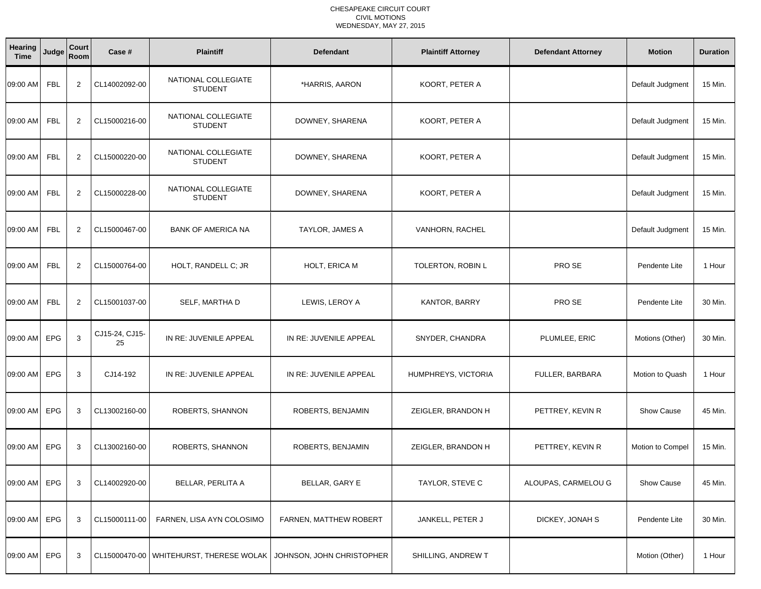CHESAPEAKE CIRCUIT COURT
CIVIL MOTIONS
WEDNESDAY, MAY 27, 2015

| Hearing Time | Judge | Court Room | Case # | Plaintiff | Defendant | Plaintiff Attorney | Defendant Attorney | Motion | Duration |
|---|---|---|---|---|---|---|---|---|---|
| 09:00 AM | FBL | 2 | CL14002092-00 | NATIONAL COLLEGIATE STUDENT | *HARRIS, AARON | KOORT, PETER A | | Default Judgment | 15 Min. |
| 09:00 AM | FBL | 2 | CL15000216-00 | NATIONAL COLLEGIATE STUDENT | DOWNEY, SHARENA | KOORT, PETER A | | Default Judgment | 15 Min. |
| 09:00 AM | FBL | 2 | CL15000220-00 | NATIONAL COLLEGIATE STUDENT | DOWNEY, SHARENA | KOORT, PETER A | | Default Judgment | 15 Min. |
| 09:00 AM | FBL | 2 | CL15000228-00 | NATIONAL COLLEGIATE STUDENT | DOWNEY, SHARENA | KOORT, PETER A | | Default Judgment | 15 Min. |
| 09:00 AM | FBL | 2 | CL15000467-00 | BANK OF AMERICA NA | TAYLOR, JAMES A | VANHORN, RACHEL | | Default Judgment | 15 Min. |
| 09:00 AM | FBL | 2 | CL15000764-00 | HOLT, RANDELL C; JR | HOLT, ERICA M | TOLERTON, ROBIN L | PRO SE | Pendente Lite | 1 Hour |
| 09:00 AM | FBL | 2 | CL15001037-00 | SELF, MARTHA D | LEWIS, LEROY A | KANTOR, BARRY | PRO SE | Pendente Lite | 30 Min. |
| 09:00 AM | EPG | 3 | CJ15-24, CJ15-25 | IN RE: JUVENILE APPEAL | IN RE: JUVENILE APPEAL | SNYDER, CHANDRA | PLUMLEE, ERIC | Motions (Other) | 30 Min. |
| 09:00 AM | EPG | 3 | CJ14-192 | IN RE: JUVENILE APPEAL | IN RE: JUVENILE APPEAL | HUMPHREYS, VICTORIA | FULLER, BARBARA | Motion to Quash | 1 Hour |
| 09:00 AM | EPG | 3 | CL13002160-00 | ROBERTS, SHANNON | ROBERTS, BENJAMIN | ZEIGLER, BRANDON H | PETTREY, KEVIN R | Show Cause | 45 Min. |
| 09:00 AM | EPG | 3 | CL13002160-00 | ROBERTS, SHANNON | ROBERTS, BENJAMIN | ZEIGLER, BRANDON H | PETTREY, KEVIN R | Motion to Compel | 15 Min. |
| 09:00 AM | EPG | 3 | CL14002920-00 | BELLAR, PERLITA A | BELLAR, GARY E | TAYLOR, STEVE C | ALOUPAS, CARMELOU G | Show Cause | 45 Min. |
| 09:00 AM | EPG | 3 | CL15000111-00 | FARNEN, LISA AYN COLOSIMO | FARNEN, MATTHEW ROBERT | JANKELL, PETER J | DICKEY, JONAH S | Pendente Lite | 30 Min. |
| 09:00 AM | EPG | 3 | CL15000470-00 | WHITEHURST, THERESE WOLAK | JOHNSON, JOHN CHRISTOPHER | SHILLING, ANDREW T | | Motion (Other) | 1 Hour |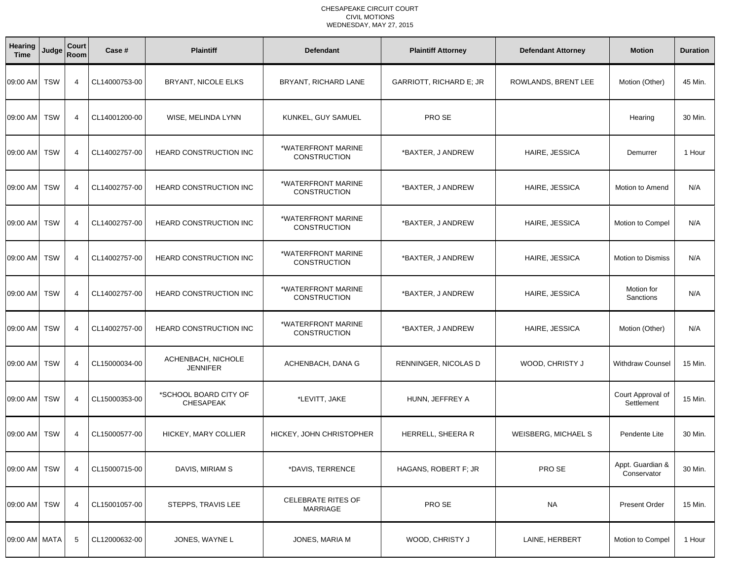CHESAPEAKE CIRCUIT COURT
CIVIL MOTIONS
WEDNESDAY, MAY 27, 2015

| Hearing Time | Judge | Court Room | Case # | Plaintiff | Defendant | Plaintiff Attorney | Defendant Attorney | Motion | Duration |
|---|---|---|---|---|---|---|---|---|---|
| 09:00 AM | TSW | 4 | CL14000753-00 | BRYANT, NICOLE ELKS | BRYANT, RICHARD LANE | GARRIOTT, RICHARD E; JR | ROWLANDS, BRENT LEE | Motion (Other) | 45 Min. |
| 09:00 AM | TSW | 4 | CL14001200-00 | WISE, MELINDA LYNN | KUNKEL, GUY SAMUEL | PRO SE | | Hearing | 30 Min. |
| 09:00 AM | TSW | 4 | CL14002757-00 | HEARD CONSTRUCTION INC | *WATERFRONT MARINE CONSTRUCTION | *BAXTER, J ANDREW | HAIRE, JESSICA | Demurrer | 1 Hour |
| 09:00 AM | TSW | 4 | CL14002757-00 | HEARD CONSTRUCTION INC | *WATERFRONT MARINE CONSTRUCTION | *BAXTER, J ANDREW | HAIRE, JESSICA | Motion to Amend | N/A |
| 09:00 AM | TSW | 4 | CL14002757-00 | HEARD CONSTRUCTION INC | *WATERFRONT MARINE CONSTRUCTION | *BAXTER, J ANDREW | HAIRE, JESSICA | Motion to Compel | N/A |
| 09:00 AM | TSW | 4 | CL14002757-00 | HEARD CONSTRUCTION INC | *WATERFRONT MARINE CONSTRUCTION | *BAXTER, J ANDREW | HAIRE, JESSICA | Motion to Dismiss | N/A |
| 09:00 AM | TSW | 4 | CL14002757-00 | HEARD CONSTRUCTION INC | *WATERFRONT MARINE CONSTRUCTION | *BAXTER, J ANDREW | HAIRE, JESSICA | Motion for Sanctions | N/A |
| 09:00 AM | TSW | 4 | CL14002757-00 | HEARD CONSTRUCTION INC | *WATERFRONT MARINE CONSTRUCTION | *BAXTER, J ANDREW | HAIRE, JESSICA | Motion (Other) | N/A |
| 09:00 AM | TSW | 4 | CL15000034-00 | ACHENBACH, NICHOLE JENNIFER | ACHENBACH, DANA G | RENNINGER, NICOLAS D | WOOD, CHRISTY J | Withdraw Counsel | 15 Min. |
| 09:00 AM | TSW | 4 | CL15000353-00 | *SCHOOL BOARD CITY OF CHESAPEAK | *LEVITT, JAKE | HUNN, JEFFREY A | | Court Approval of Settlement | 15 Min. |
| 09:00 AM | TSW | 4 | CL15000577-00 | HICKEY, MARY COLLIER | HICKEY, JOHN CHRISTOPHER | HERRELL, SHEERA R | WEISBERG, MICHAEL S | Pendente Lite | 30 Min. |
| 09:00 AM | TSW | 4 | CL15000715-00 | DAVIS, MIRIAM S | *DAVIS, TERRENCE | HAGANS, ROBERT F; JR | PRO SE | Appt. Guardian & Conservator | 30 Min. |
| 09:00 AM | TSW | 4 | CL15001057-00 | STEPPS, TRAVIS LEE | CELEBRATE RITES OF MARRIAGE | PRO SE | NA | Present Order | 15 Min. |
| 09:00 AM | MATA | 5 | CL12000632-00 | JONES, WAYNE L | JONES, MARIA M | WOOD, CHRISTY J | LAINE, HERBERT | Motion to Compel | 1 Hour |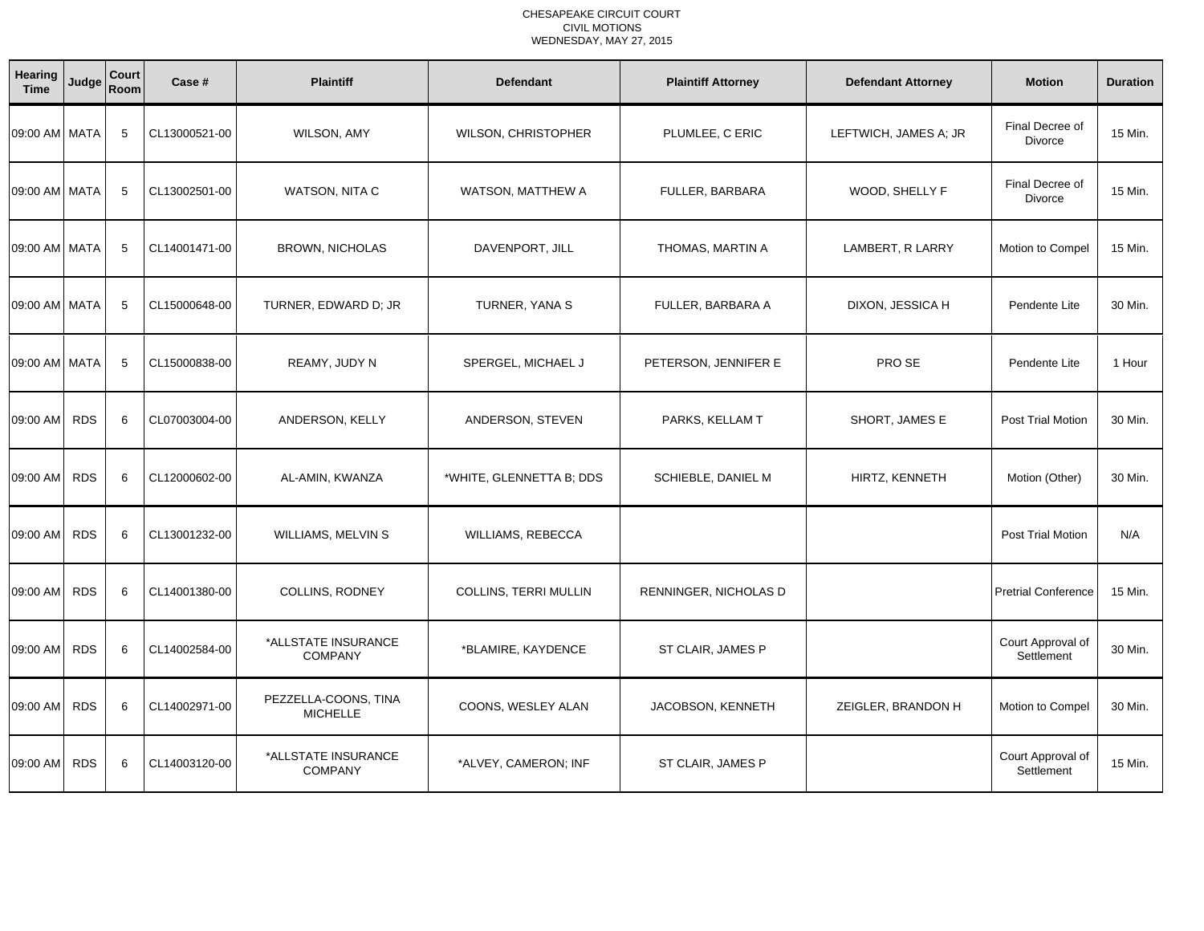CHESAPEAKE CIRCUIT COURT
CIVIL MOTIONS
WEDNESDAY, MAY 27, 2015

| Hearing Time | Judge | Court Room | Case # | Plaintiff | Defendant | Plaintiff Attorney | Defendant Attorney | Motion | Duration |
|---|---|---|---|---|---|---|---|---|---|
| 09:00 AM | MATA | 5 | CL13000521-00 | WILSON, AMY | WILSON, CHRISTOPHER | PLUMLEE, C ERIC | LEFTWICH, JAMES A; JR | Final Decree of Divorce | 15 Min. |
| 09:00 AM | MATA | 5 | CL13002501-00 | WATSON, NITA C | WATSON, MATTHEW A | FULLER, BARBARA | WOOD, SHELLY F | Final Decree of Divorce | 15 Min. |
| 09:00 AM | MATA | 5 | CL14001471-00 | BROWN, NICHOLAS | DAVENPORT, JILL | THOMAS, MARTIN A | LAMBERT, R LARRY | Motion to Compel | 15 Min. |
| 09:00 AM | MATA | 5 | CL15000648-00 | TURNER, EDWARD D; JR | TURNER, YANA S | FULLER, BARBARA A | DIXON, JESSICA H | Pendente Lite | 30 Min. |
| 09:00 AM | MATA | 5 | CL15000838-00 | REAMY, JUDY N | SPERGEL, MICHAEL J | PETERSON, JENNIFER E | PRO SE | Pendente Lite | 1 Hour |
| 09:00 AM | RDS | 6 | CL07003004-00 | ANDERSON, KELLY | ANDERSON, STEVEN | PARKS, KELLAM T | SHORT, JAMES E | Post Trial Motion | 30 Min. |
| 09:00 AM | RDS | 6 | CL12000602-00 | AL-AMIN, KWANZA | *WHITE, GLENNETTA B; DDS | SCHIEBLE, DANIEL M | HIRTZ, KENNETH | Motion (Other) | 30 Min. |
| 09:00 AM | RDS | 6 | CL13001232-00 | WILLIAMS, MELVIN S | WILLIAMS, REBECCA | | | Post Trial Motion | N/A |
| 09:00 AM | RDS | 6 | CL14001380-00 | COLLINS, RODNEY | COLLINS, TERRI MULLIN | RENNINGER, NICHOLAS D | | Pretrial Conference | 15 Min. |
| 09:00 AM | RDS | 6 | CL14002584-00 | *ALLSTATE INSURANCE COMPANY | *BLAMIRE, KAYDENCE | ST CLAIR, JAMES P | | Court Approval of Settlement | 30 Min. |
| 09:00 AM | RDS | 6 | CL14002971-00 | PEZZELLA-COONS, TINA MICHELLE | COONS, WESLEY ALAN | JACOBSON, KENNETH | ZEIGLER, BRANDON H | Motion to Compel | 30 Min. |
| 09:00 AM | RDS | 6 | CL14003120-00 | *ALLSTATE INSURANCE COMPANY | *ALVEY, CAMERON; INF | ST CLAIR, JAMES P | | Court Approval of Settlement | 15 Min. |